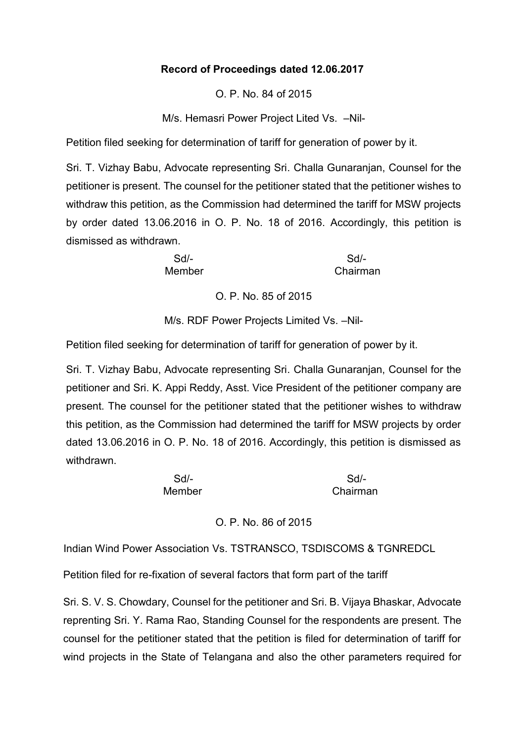**Record of Proceedings dated 12.06.2017**

O. P. No. 84 of 2015

M/s. Hemasri Power Project Lited Vs. –Nil-

Petition filed seeking for determination of tariff for generation of power by it.

Sri. T. Vizhay Babu, Advocate representing Sri. Challa Gunaranjan, Counsel for the petitioner is present. The counsel for the petitioner stated that the petitioner wishes to withdraw this petition, as the Commission had determined the tariff for MSW projects by order dated 13.06.2016 in O. P. No. 18 of 2016. Accordingly, this petition is dismissed as withdrawn.

| Sd/- | Sd/- |
|---|---|
| Member | Chairman |

O. P. No. 85 of 2015

M/s. RDF Power Projects Limited Vs. –Nil-

Petition filed seeking for determination of tariff for generation of power by it.

Sri. T. Vizhay Babu, Advocate representing Sri. Challa Gunaranjan, Counsel for the petitioner and Sri. K. Appi Reddy, Asst. Vice President of the petitioner company are present. The counsel for the petitioner stated that the petitioner wishes to withdraw this petition, as the Commission had determined the tariff for MSW projects by order dated 13.06.2016 in O. P. No. 18 of 2016. Accordingly, this petition is dismissed as withdrawn.

| Sd/- | Sd/- |
|---|---|
| Member | Chairman |

O. P. No. 86 of 2015

Indian Wind Power Association Vs. TSTRANSCO, TSDISCOMS & TGNREDCL

Petition filed for re-fixation of several factors that form part of the tariff

Sri. S. V. S. Chowdary, Counsel for the petitioner and Sri. B. Vijaya Bhaskar, Advocate reprenting Sri. Y. Rama Rao, Standing Counsel for the respondents are present. The counsel for the petitioner stated that the petition is filed for determination of tariff for wind projects in the State of Telangana and also the other parameters required for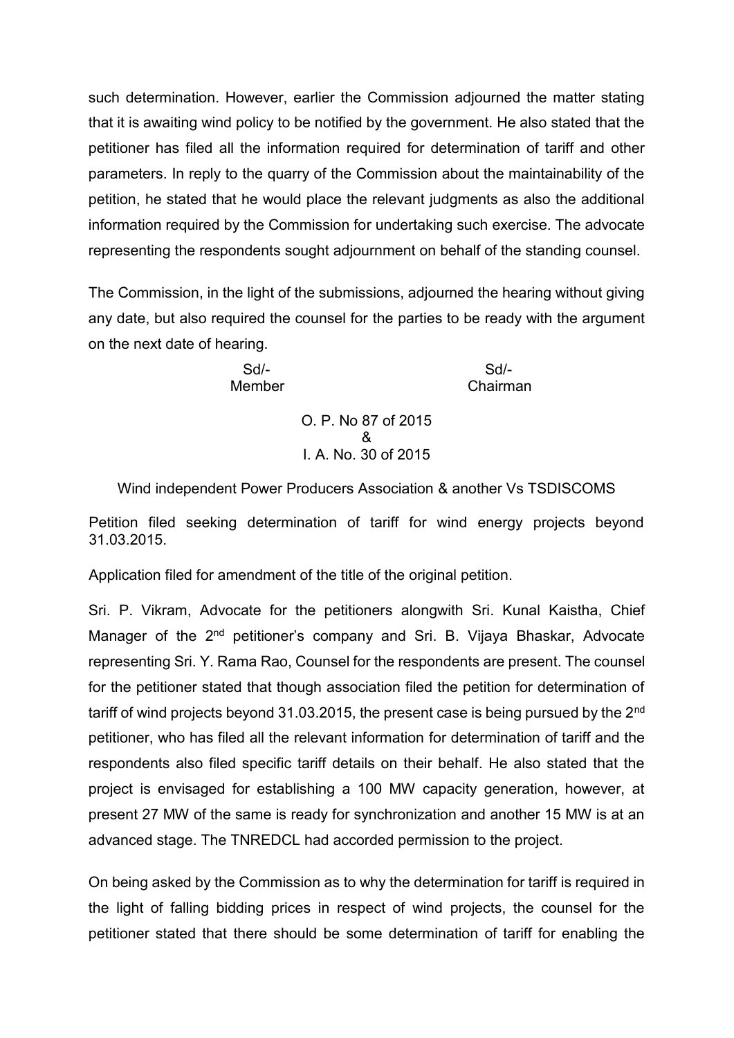such determination. However, earlier the Commission adjourned the matter stating that it is awaiting wind policy to be notified by the government. He also stated that the petitioner has filed all the information required for determination of tariff and other parameters. In reply to the quarry of the Commission about the maintainability of the petition, he stated that he would place the relevant judgments as also the additional information required by the Commission for undertaking such exercise. The advocate representing the respondents sought adjournment on behalf of the standing counsel.

The Commission, in the light of the submissions, adjourned the hearing without giving any date, but also required the counsel for the parties to be ready with the argument on the next date of hearing.

| Sd/- | Sd/- |
|---|---|
| Member | Chairman |

O. P. No 87 of 2015
&
I. A. No. 30 of 2015

Wind independent Power Producers Association & another Vs TSDISCOMS

Petition filed seeking determination of tariff for wind energy projects beyond 31.03.2015.

Application filed for amendment of the title of the original petition.

Sri. P. Vikram, Advocate for the petitioners alongwith Sri. Kunal Kaistha, Chief Manager of the 2nd petitioner's company and Sri. B. Vijaya Bhaskar, Advocate representing Sri. Y. Rama Rao, Counsel for the respondents are present. The counsel for the petitioner stated that though association filed the petition for determination of tariff of wind projects beyond 31.03.2015, the present case is being pursued by the 2nd petitioner, who has filed all the relevant information for determination of tariff and the respondents also filed specific tariff details on their behalf. He also stated that the project is envisaged for establishing a 100 MW capacity generation, however, at present 27 MW of the same is ready for synchronization and another 15 MW is at an advanced stage. The TNREDCL had accorded permission to the project.

On being asked by the Commission as to why the determination for tariff is required in the light of falling bidding prices in respect of wind projects, the counsel for the petitioner stated that there should be some determination of tariff for enabling the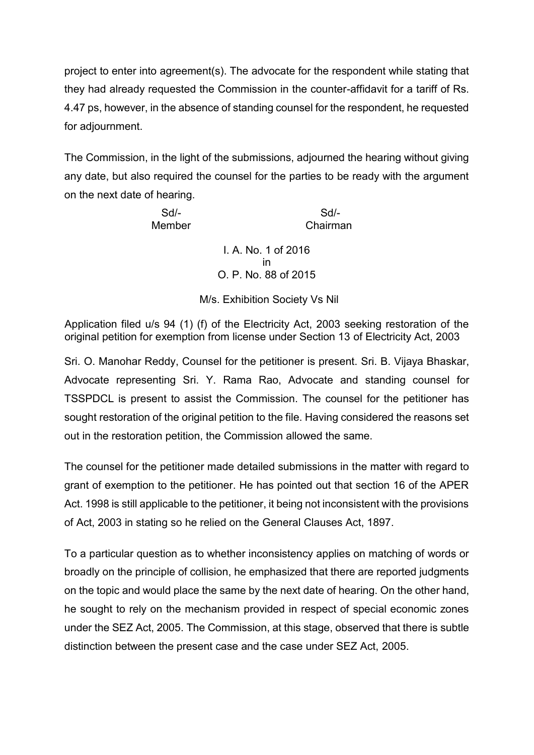project to enter into agreement(s). The advocate for the respondent while stating that they had already requested the Commission in the counter-affidavit for a tariff of Rs. 4.47 ps, however, in the absence of standing counsel for the respondent, he requested for adjournment.

The Commission, in the light of the submissions, adjourned the hearing without giving any date, but also required the counsel for the parties to be ready with the argument on the next date of hearing.

| Sd/- | Sd/- |
|---|---|
| Member | Chairman |

I. A. No. 1 of 2016
in
O. P. No. 88 of 2015

M/s. Exhibition Society Vs Nil

Application filed u/s 94 (1) (f) of the Electricity Act, 2003 seeking restoration of the original petition for exemption from license under Section 13 of Electricity Act, 2003

Sri. O. Manohar Reddy, Counsel for the petitioner is present. Sri. B. Vijaya Bhaskar, Advocate representing Sri. Y. Rama Rao, Advocate and standing counsel for TSSPDCL is present to assist the Commission. The counsel for the petitioner has sought restoration of the original petition to the file. Having considered the reasons set out in the restoration petition, the Commission allowed the same.

The counsel for the petitioner made detailed submissions in the matter with regard to grant of exemption to the petitioner. He has pointed out that section 16 of the APER Act. 1998 is still applicable to the petitioner, it being not inconsistent with the provisions of Act, 2003 in stating so he relied on the General Clauses Act, 1897.

To a particular question as to whether inconsistency applies on matching of words or broadly on the principle of collision, he emphasized that there are reported judgments on the topic and would place the same by the next date of hearing. On the other hand, he sought to rely on the mechanism provided in respect of special economic zones under the SEZ Act, 2005. The Commission, at this stage, observed that there is subtle distinction between the present case and the case under SEZ Act, 2005.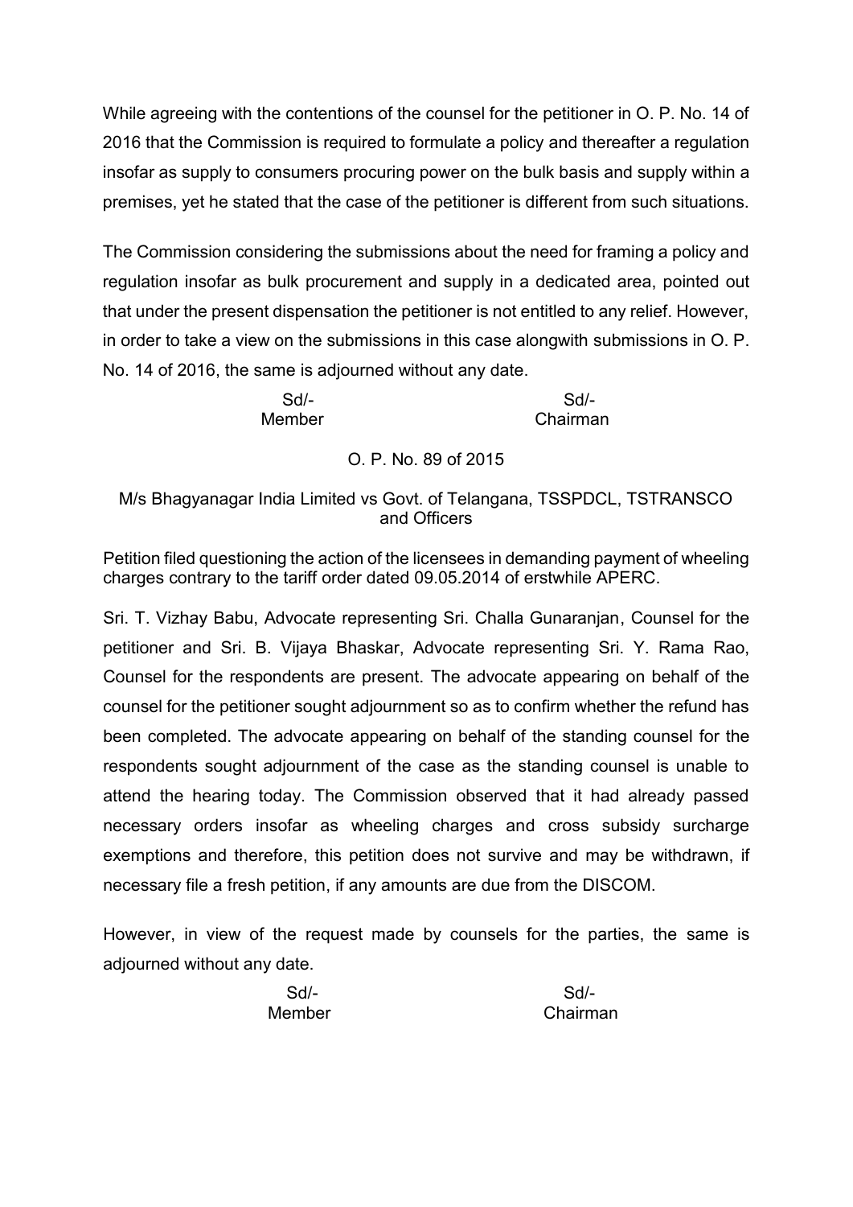While agreeing with the contentions of the counsel for the petitioner in O. P. No. 14 of 2016 that the Commission is required to formulate a policy and thereafter a regulation insofar as supply to consumers procuring power on the bulk basis and supply within a premises, yet he stated that the case of the petitioner is different from such situations.

The Commission considering the submissions about the need for framing a policy and regulation insofar as bulk procurement and supply in a dedicated area, pointed out that under the present dispensation the petitioner is not entitled to any relief. However, in order to take a view on the submissions in this case alongwith submissions in O. P. No. 14 of 2016, the same is adjourned without any date.

| Sd/- | Sd/- |
|---|---|
| Member | Chairman |

O. P. No. 89 of 2015

M/s Bhagyanagar India Limited vs Govt. of Telangana, TSSPDCL, TSTRANSCO and Officers

Petition filed questioning the action of the licensees in demanding payment of wheeling charges contrary to the tariff order dated 09.05.2014 of erstwhile APERC.

Sri. T. Vizhay Babu, Advocate representing Sri. Challa Gunaranjan, Counsel for the petitioner and Sri. B. Vijaya Bhaskar, Advocate representing Sri. Y. Rama Rao, Counsel for the respondents are present. The advocate appearing on behalf of the counsel for the petitioner sought adjournment so as to confirm whether the refund has been completed. The advocate appearing on behalf of the standing counsel for the respondents sought adjournment of the case as the standing counsel is unable to attend the hearing today. The Commission observed that it had already passed necessary orders insofar as wheeling charges and cross subsidy surcharge exemptions and therefore, this petition does not survive and may be withdrawn, if necessary file a fresh petition, if any amounts are due from the DISCOM.

However, in view of the request made by counsels for the parties, the same is adjourned without any date.

| Sd/- | Sd/- |
|---|---|
| Member | Chairman |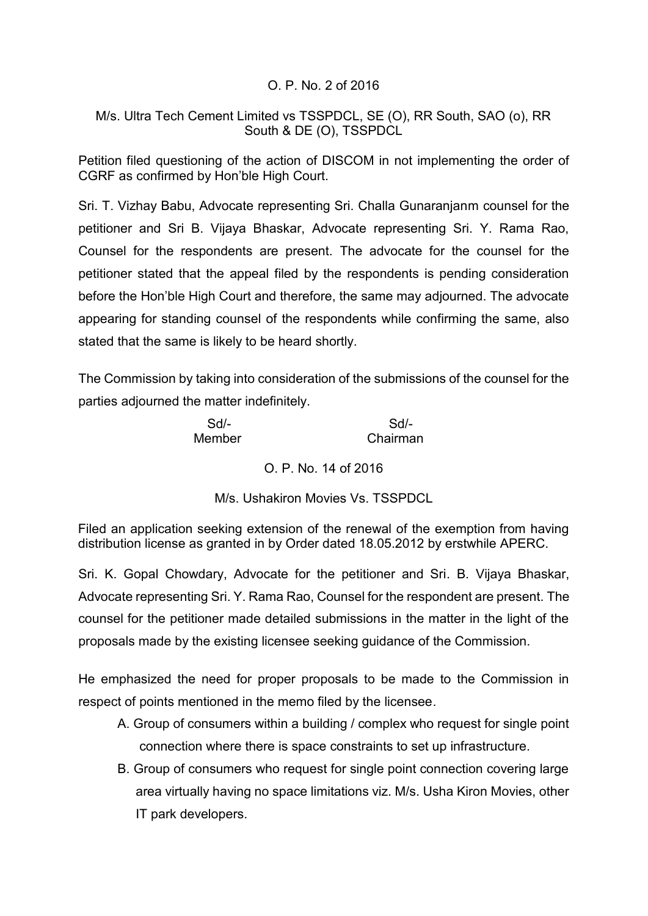O. P. No. 2 of 2016

M/s. Ultra Tech Cement Limited vs TSSPDCL, SE (O), RR South, SAO (o), RR South & DE (O), TSSPDCL

Petition filed questioning of the action of DISCOM in not implementing the order of CGRF as confirmed by Hon'ble High Court.

Sri. T. Vizhay Babu, Advocate representing Sri. Challa Gunaranjanm counsel for the petitioner and Sri B. Vijaya Bhaskar, Advocate representing Sri. Y. Rama Rao, Counsel for the respondents are present. The advocate for the counsel for the petitioner stated that the appeal filed by the respondents is pending consideration before the Hon'ble High Court and therefore, the same may adjourned. The advocate appearing for standing counsel of the respondents while confirming the same, also stated that the same is likely to be heard shortly.

The Commission by taking into consideration of the submissions of the counsel for the parties adjourned the matter indefinitely.

| Sd/- | Sd/- |
|---|---|
| Member | Chairman |

O. P. No. 14 of 2016

M/s. Ushakiron Movies Vs. TSSPDCL

Filed an application seeking extension of the renewal of the exemption from having distribution license as granted in by Order dated 18.05.2012 by erstwhile APERC.

Sri. K. Gopal Chowdary, Advocate for the petitioner and Sri. B. Vijaya Bhaskar, Advocate representing Sri. Y. Rama Rao, Counsel for the respondent are present. The counsel for the petitioner made detailed submissions in the matter in the light of the proposals made by the existing licensee seeking guidance of the Commission.

He emphasized the need for proper proposals to be made to the Commission in respect of points mentioned in the memo filed by the licensee.

A. Group of consumers within a building / complex who request for single point connection where there is space constraints to set up infrastructure.
B. Group of consumers who request for single point connection covering large area virtually having no space limitations viz. M/s. Usha Kiron Movies, other IT park developers.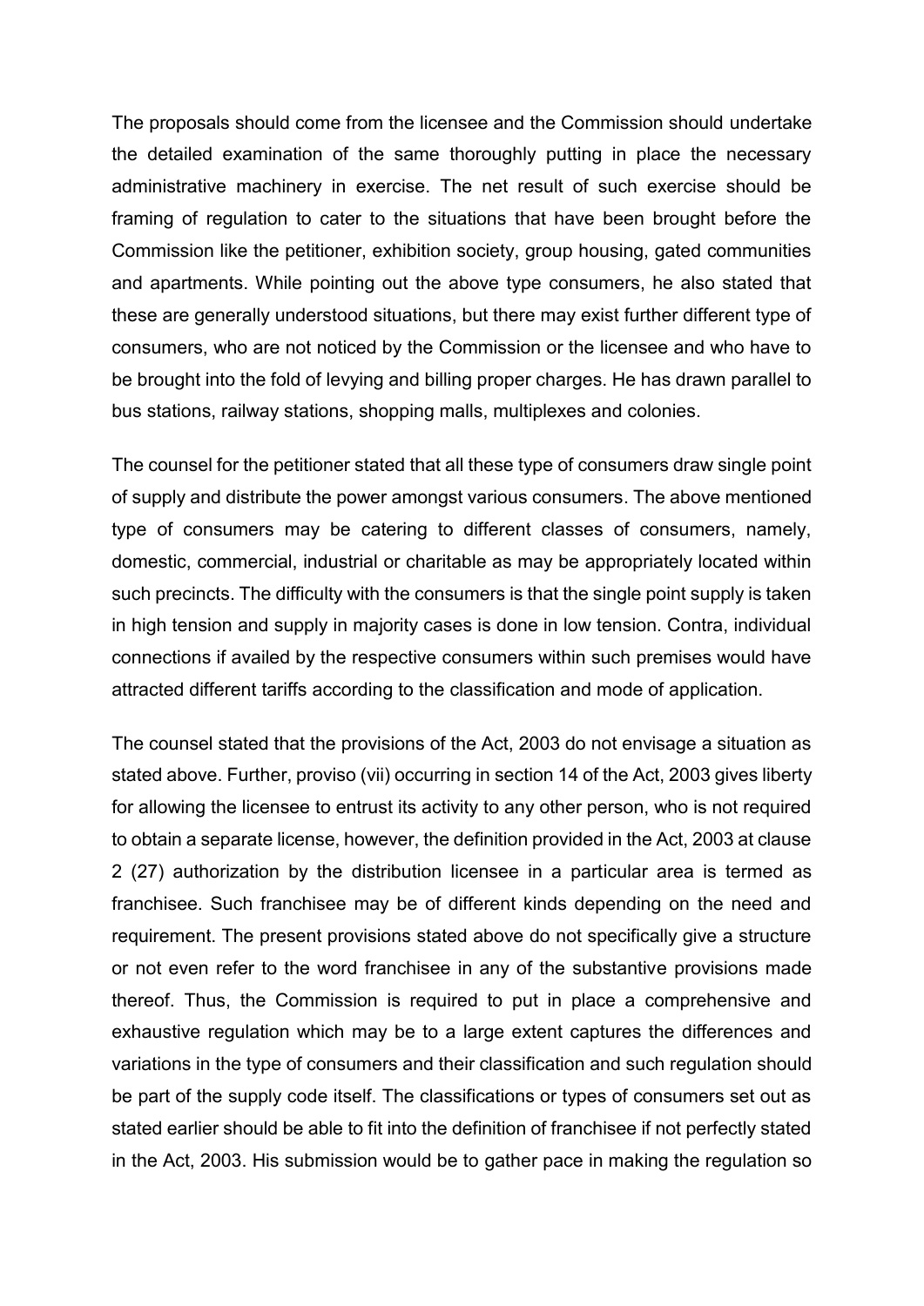The proposals should come from the licensee and the Commission should undertake the detailed examination of the same thoroughly putting in place the necessary administrative machinery in exercise. The net result of such exercise should be framing of regulation to cater to the situations that have been brought before the Commission like the petitioner, exhibition society, group housing, gated communities and apartments. While pointing out the above type consumers, he also stated that these are generally understood situations, but there may exist further different type of consumers, who are not noticed by the Commission or the licensee and who have to be brought into the fold of levying and billing proper charges. He has drawn parallel to bus stations, railway stations, shopping malls, multiplexes and colonies.

The counsel for the petitioner stated that all these type of consumers draw single point of supply and distribute the power amongst various consumers. The above mentioned type of consumers may be catering to different classes of consumers, namely, domestic, commercial, industrial or charitable as may be appropriately located within such precincts. The difficulty with the consumers is that the single point supply is taken in high tension and supply in majority cases is done in low tension. Contra, individual connections if availed by the respective consumers within such premises would have attracted different tariffs according to the classification and mode of application.

The counsel stated that the provisions of the Act, 2003 do not envisage a situation as stated above. Further, proviso (vii) occurring in section 14 of the Act, 2003 gives liberty for allowing the licensee to entrust its activity to any other person, who is not required to obtain a separate license, however, the definition provided in the Act, 2003 at clause 2 (27) authorization by the distribution licensee in a particular area is termed as franchisee. Such franchisee may be of different kinds depending on the need and requirement. The present provisions stated above do not specifically give a structure or not even refer to the word franchisee in any of the substantive provisions made thereof. Thus, the Commission is required to put in place a comprehensive and exhaustive regulation which may be to a large extent captures the differences and variations in the type of consumers and their classification and such regulation should be part of the supply code itself. The classifications or types of consumers set out as stated earlier should be able to fit into the definition of franchisee if not perfectly stated in the Act, 2003. His submission would be to gather pace in making the regulation so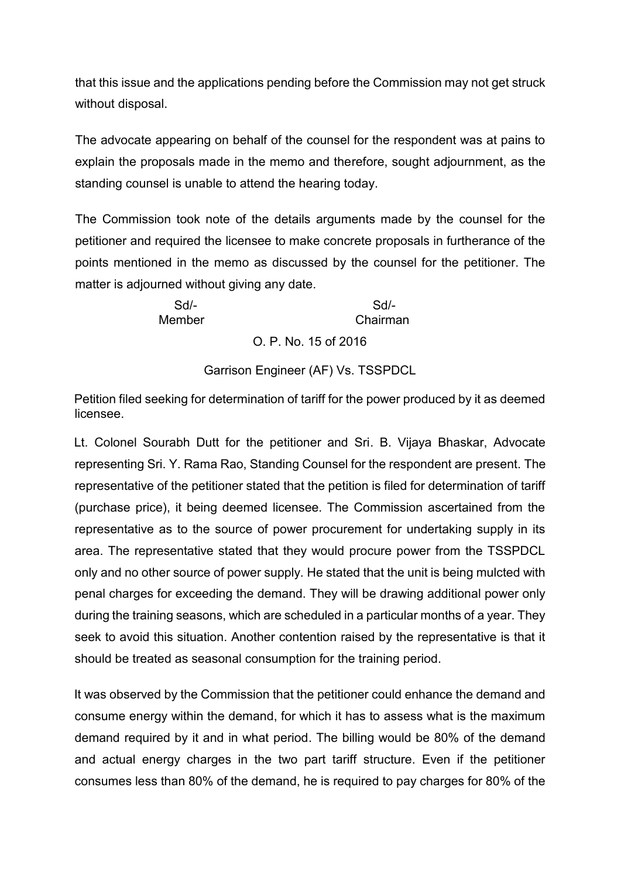that this issue and the applications pending before the Commission may not get struck without disposal.

The advocate appearing on behalf of the counsel for the respondent was at pains to explain the proposals made in the memo and therefore, sought adjournment, as the standing counsel is unable to attend the hearing today.

The Commission took note of the details arguments made by the counsel for the petitioner and required the licensee to make concrete proposals in furtherance of the points mentioned in the memo as discussed by the counsel for the petitioner. The matter is adjourned without giving any date.

| Sd/- | Sd/- |
|---|---|
| Member | Chairman |

O. P. No. 15 of 2016

Garrison Engineer (AF) Vs. TSSPDCL

Petition filed seeking for determination of tariff for the power produced by it as deemed licensee.

Lt. Colonel Sourabh Dutt for the petitioner and Sri. B. Vijaya Bhaskar, Advocate representing Sri. Y. Rama Rao, Standing Counsel for the respondent are present. The representative of the petitioner stated that the petition is filed for determination of tariff (purchase price), it being deemed licensee. The Commission ascertained from the representative as to the source of power procurement for undertaking supply in its area. The representative stated that they would procure power from the TSSPDCL only and no other source of power supply. He stated that the unit is being mulcted with penal charges for exceeding the demand. They will be drawing additional power only during the training seasons, which are scheduled in a particular months of a year. They seek to avoid this situation. Another contention raised by the representative is that it should be treated as seasonal consumption for the training period.

It was observed by the Commission that the petitioner could enhance the demand and consume energy within the demand, for which it has to assess what is the maximum demand required by it and in what period. The billing would be 80% of the demand and actual energy charges in the two part tariff structure. Even if the petitioner consumes less than 80% of the demand, he is required to pay charges for 80% of the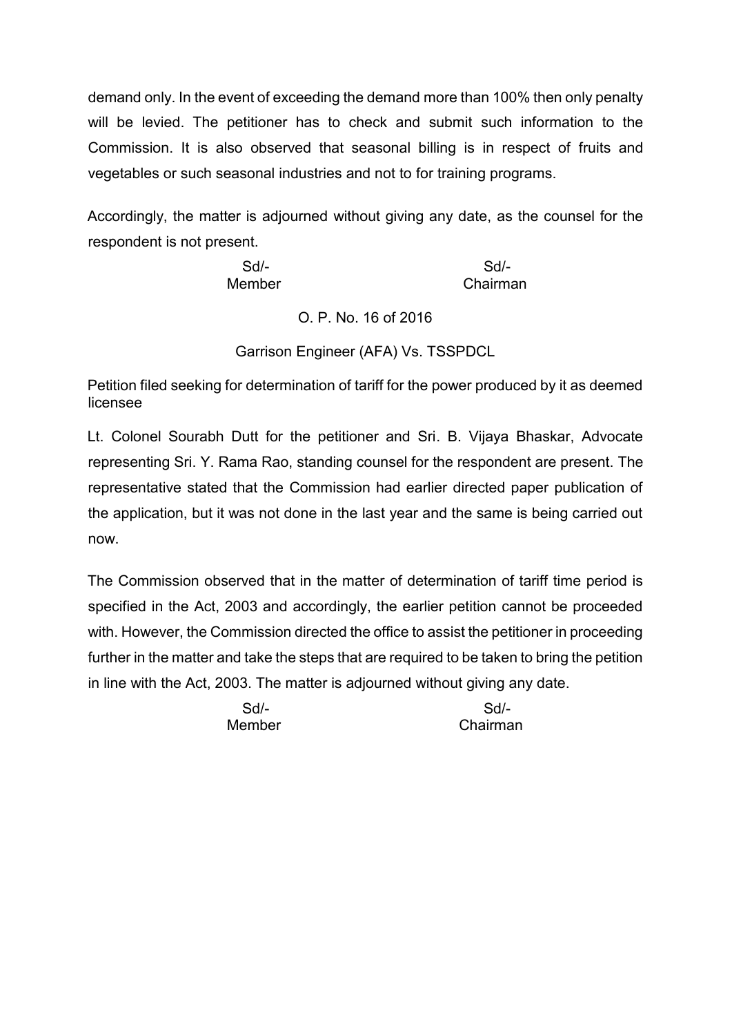demand only. In the event of exceeding the demand more than 100% then only penalty will be levied. The petitioner has to check and submit such information to the Commission. It is also observed that seasonal billing is in respect of fruits and vegetables or such seasonal industries and not to for training programs.

Accordingly, the matter is adjourned without giving any date, as the counsel for the respondent is not present.

| Sd/- | Sd/- |
|---|---|
| Member | Chairman |

O. P. No. 16 of 2016

Garrison Engineer (AFA) Vs. TSSPDCL

Petition filed seeking for determination of tariff for the power produced by it as deemed licensee

Lt. Colonel Sourabh Dutt for the petitioner and Sri. B. Vijaya Bhaskar, Advocate representing Sri. Y. Rama Rao, standing counsel for the respondent are present. The representative stated that the Commission had earlier directed paper publication of the application, but it was not done in the last year and the same is being carried out now.

The Commission observed that in the matter of determination of tariff time period is specified in the Act, 2003 and accordingly, the earlier petition cannot be proceeded with. However, the Commission directed the office to assist the petitioner in proceeding further in the matter and take the steps that are required to be taken to bring the petition in line with the Act, 2003. The matter is adjourned without giving any date.

| Sd/- | Sd/- |
|---|---|
| Member | Chairman |